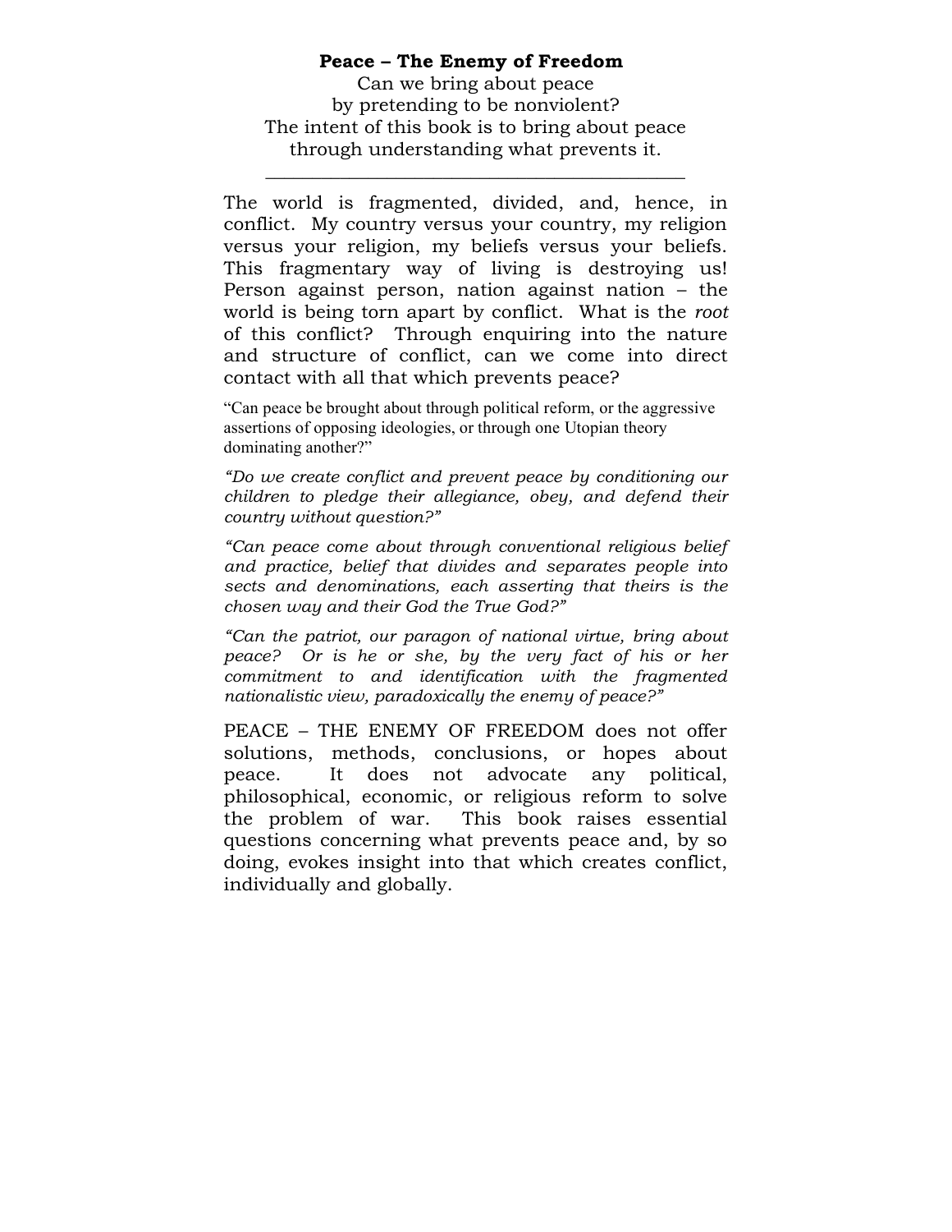**Peace – The Enemy of Freedom**

Can we bring about peace
by pretending to be nonviolent?
The intent of this book is to bring about peace
through understanding what prevents it.

---

The world is fragmented, divided, and, hence, in conflict. My country versus your country, my religion versus your religion, my beliefs versus your beliefs. This fragmentary way of living is destroying us! Person against person, nation against nation – the world is being torn apart by conflict. What is the *root* of this conflict? Through enquiring into the nature and structure of conflict, can we come into direct contact with all that which prevents peace?

"Can peace be brought about through political reform, or the aggressive assertions of opposing ideologies, or through one Utopian theory dominating another?"

*"Do we create conflict and prevent peace by conditioning our children to pledge their allegiance, obey, and defend their country without question?"*

*"Can peace come about through conventional religious belief and practice, belief that divides and separates people into sects and denominations, each asserting that theirs is the chosen way and their God the True God?"*

*"Can the patriot, our paragon of national virtue, bring about peace? Or is he or she, by the very fact of his or her commitment to and identification with the fragmented nationalistic view, paradoxically the enemy of peace?"*

PEACE – THE ENEMY OF FREEDOM does not offer solutions, methods, conclusions, or hopes about peace. It does not advocate any political, philosophical, economic, or religious reform to solve the problem of war. This book raises essential questions concerning what prevents peace and, by so doing, evokes insight into that which creates conflict, individually and globally.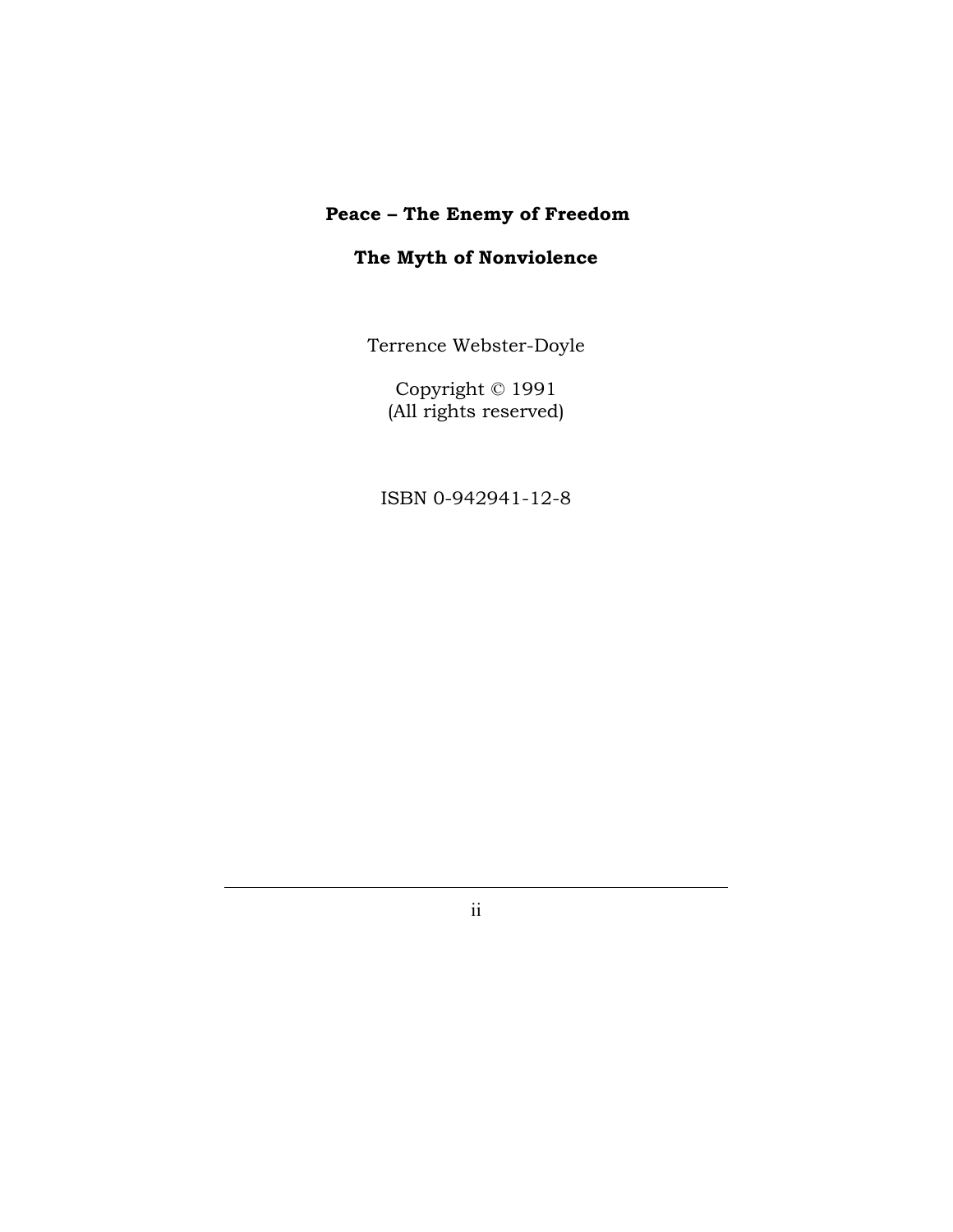**Peace – The Enemy of Freedom**

**The Myth of Nonviolence**

Terrence Webster-Doyle

Copyright © 1991
(All rights reserved)

ISBN 0-942941-12-8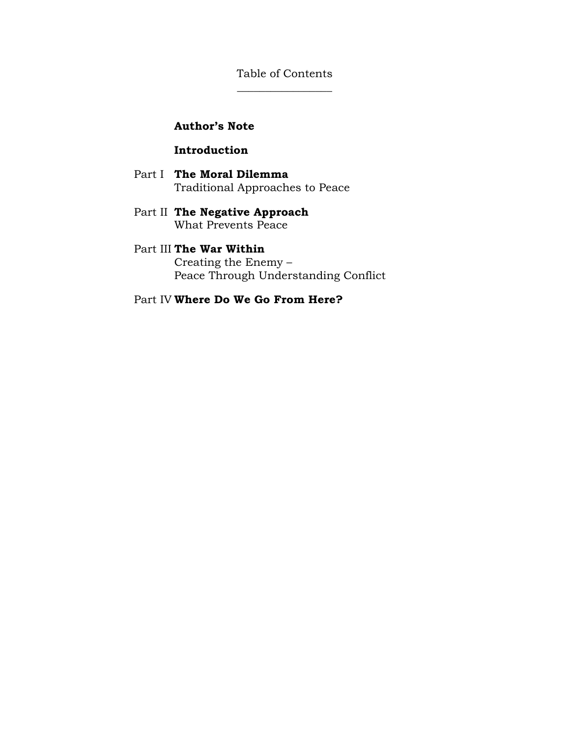# Table of Contents

**Author's Note**

**Introduction**

Part I **The Moral Dilemma**
Traditional Approaches to Peace

Part II **The Negative Approach**
What Prevents Peace

Part III **The War Within**
Creating the Enemy –
Peace Through Understanding Conflict

Part IV **Where Do We Go From Here?**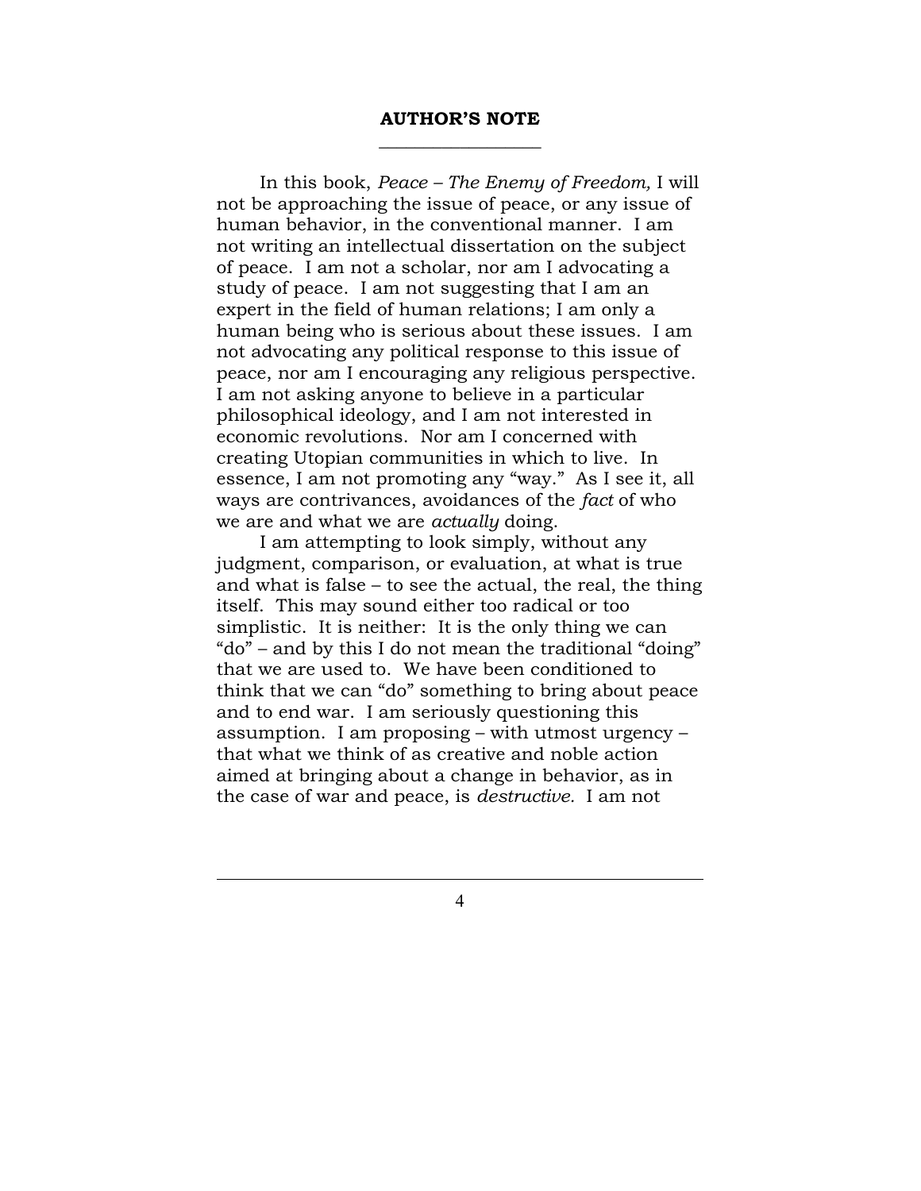## AUTHOR'S NOTE

In this book, *Peace – The Enemy of Freedom,* I will not be approaching the issue of peace, or any issue of human behavior, in the conventional manner. I am not writing an intellectual dissertation on the subject of peace. I am not a scholar, nor am I advocating a study of peace. I am not suggesting that I am an expert in the field of human relations; I am only a human being who is serious about these issues. I am not advocating any political response to this issue of peace, nor am I encouraging any religious perspective. I am not asking anyone to believe in a particular philosophical ideology, and I am not interested in economic revolutions. Nor am I concerned with creating Utopian communities in which to live. In essence, I am not promoting any "way." As I see it, all ways are contrivances, avoidances of the *fact* of who we are and what we are *actually* doing.

I am attempting to look simply, without any judgment, comparison, or evaluation, at what is true and what is false – to see the actual, the real, the thing itself. This may sound either too radical or too simplistic. It is neither: It is the only thing we can "do" – and by this I do not mean the traditional "doing" that we are used to. We have been conditioned to think that we can "do" something to bring about peace and to end war. I am seriously questioning this assumption. I am proposing – with utmost urgency – that what we think of as creative and noble action aimed at bringing about a change in behavior, as in the case of war and peace, is *destructive*. I am not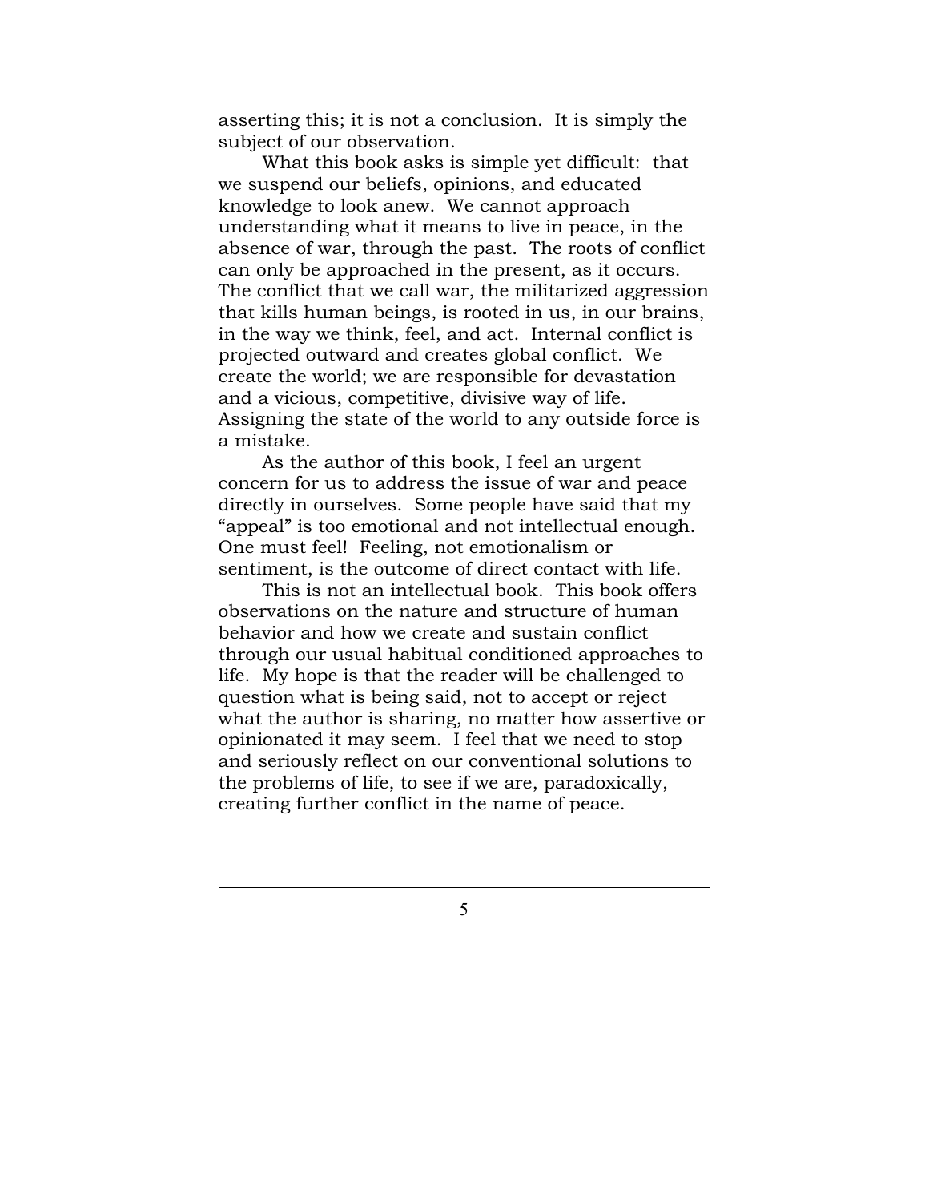asserting this; it is not a conclusion. It is simply the subject of our observation.

What this book asks is simple yet difficult: that we suspend our beliefs, opinions, and educated knowledge to look anew. We cannot approach understanding what it means to live in peace, in the absence of war, through the past. The roots of conflict can only be approached in the present, as it occurs. The conflict that we call war, the militarized aggression that kills human beings, is rooted in us, in our brains, in the way we think, feel, and act. Internal conflict is projected outward and creates global conflict. We create the world; we are responsible for devastation and a vicious, competitive, divisive way of life. Assigning the state of the world to any outside force is a mistake.

As the author of this book, I feel an urgent concern for us to address the issue of war and peace directly in ourselves. Some people have said that my "appeal" is too emotional and not intellectual enough. One must feel! Feeling, not emotionalism or sentiment, is the outcome of direct contact with life.

This is not an intellectual book. This book offers observations on the nature and structure of human behavior and how we create and sustain conflict through our usual habitual conditioned approaches to life. My hope is that the reader will be challenged to question what is being said, not to accept or reject what the author is sharing, no matter how assertive or opinionated it may seem. I feel that we need to stop and seriously reflect on our conventional solutions to the problems of life, to see if we are, paradoxically, creating further conflict in the name of peace.